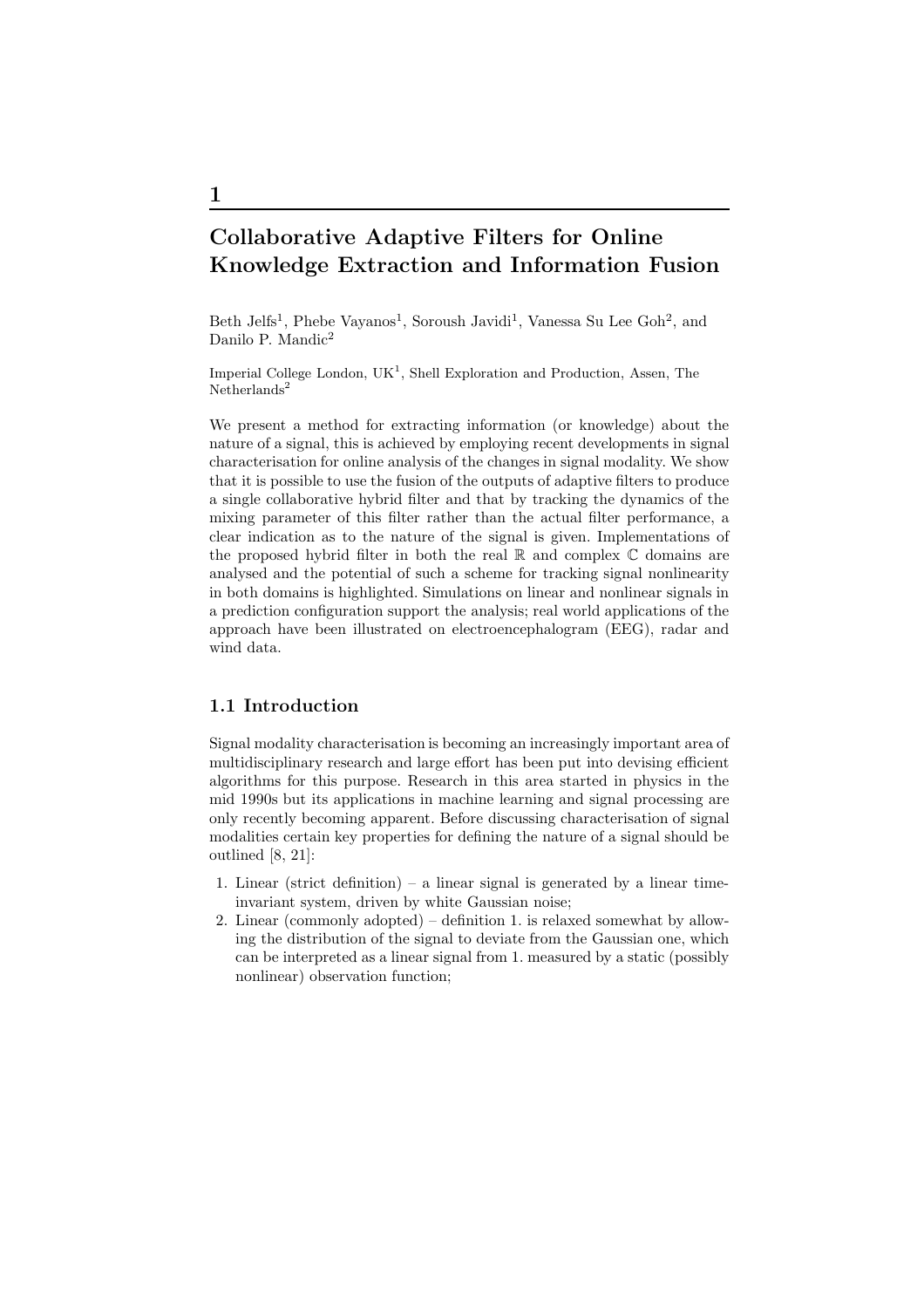# 1

# Collaborative Adaptive Filters for Online Knowledge Extraction and Information Fusion

Beth Jelfs[1], Phebe Vayanos[1], Soroush Javidi[1], Vanessa Su Lee Goh[2], and Danilo P. Mandic[2]

Imperial College London, UK[1], Shell Exploration and Production, Assen, The Netherlands[2]

We present a method for extracting information (or knowledge) about the nature of a signal, this is achieved by employing recent developments in signal characterisation for online analysis of the changes in signal modality. We show that it is possible to use the fusion of the outputs of adaptive filters to produce a single collaborative hybrid filter and that by tracking the dynamics of the mixing parameter of this filter rather than the actual filter performance, a clear indication as to the nature of the signal is given. Implementations of the proposed hybrid filter in both the real $\mathbb{R}$ and complex $\mathbb{C}$ domains are analysed and the potential of such a scheme for tracking signal nonlinearity in both domains is highlighted. Simulations on linear and nonlinear signals in a prediction configuration support the analysis; real world applications of the approach have been illustrated on electroencephalogram (EEG), radar and wind data.

## 1.1 Introduction

Signal modality characterisation is becoming an increasingly important area of multidisciplinary research and large effort has been put into devising efficient algorithms for this purpose. Research in this area started in physics in the mid 1990s but its applications in machine learning and signal processing are only recently becoming apparent. Before discussing characterisation of signal modalities certain key properties for defining the nature of a signal should be outlined [8, 21]:

1. Linear (strict definition) – a linear signal is generated by a linear time-invariant system, driven by white Gaussian noise;
2. Linear (commonly adopted) – definition 1. is relaxed somewhat by allowing the distribution of the signal to deviate from the Gaussian one, which can be interpreted as a linear signal from 1. measured by a static (possibly nonlinear) observation function;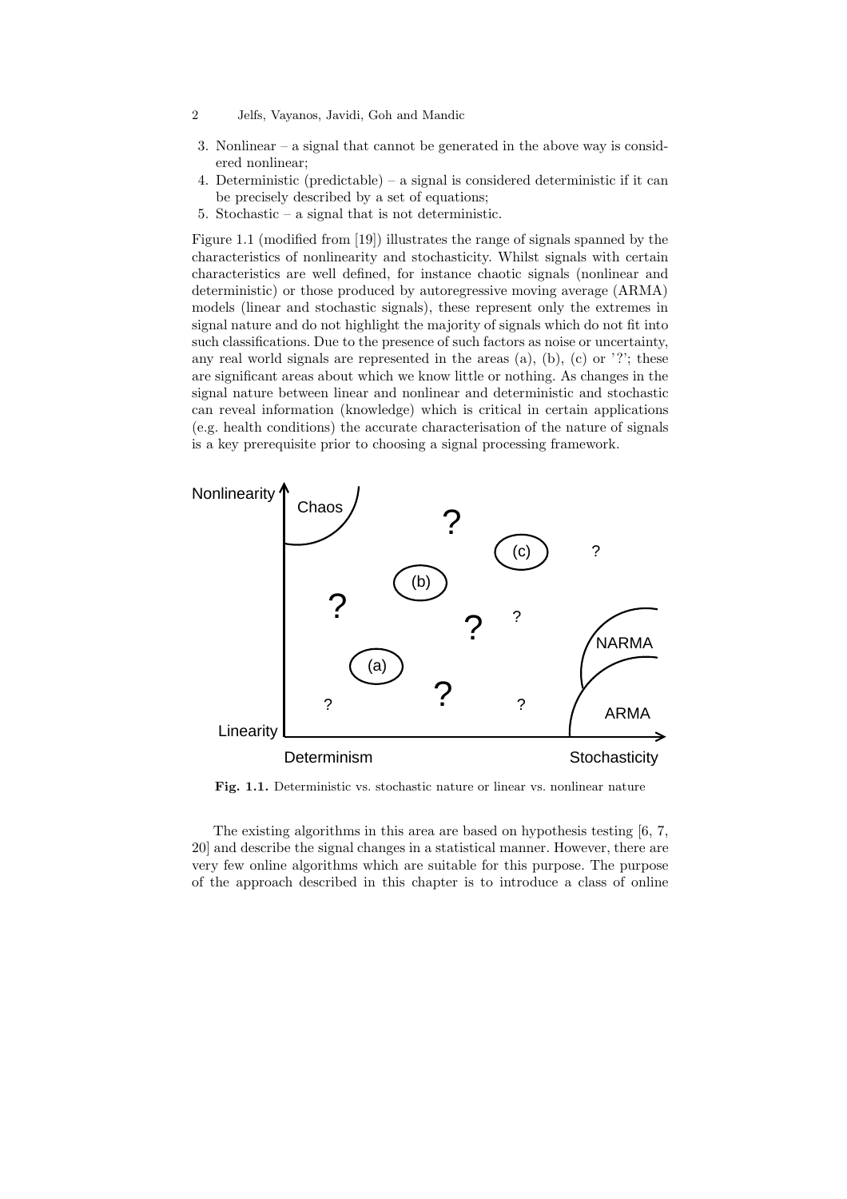3. Nonlinear – a signal that cannot be generated in the above way is considered nonlinear;
4. Deterministic (predictable) – a signal is considered deterministic if it can be precisely described by a set of equations;
5. Stochastic – a signal that is not deterministic.

Figure 1.1 (modified from [19]) illustrates the range of signals spanned by the characteristics of nonlinearity and stochasticity. Whilst signals with certain characteristics are well defined, for instance chaotic signals (nonlinear and deterministic) or those produced by autoregressive moving average (ARMA) models (linear and stochastic signals), these represent only the extremes in signal nature and do not highlight the majority of signals which do not fit into such classifications. Due to the presence of such factors as noise or uncertainty, any real world signals are represented in the areas (a), (b), (c) or '?'; these are significant areas about which we know little or nothing. As changes in the signal nature between linear and nonlinear and deterministic and stochastic can reveal information (knowledge) which is critical in certain applications (e.g. health conditions) the accurate characterisation of the nature of signals is a key prerequisite prior to choosing a signal processing framework.

**Fig. 1.1.** Deterministic vs. stochastic nature or linear vs. nonlinear nature

The existing algorithms in this area are based on hypothesis testing [6, 7, 20] and describe the signal changes in a statistical manner. However, there are very few online algorithms which are suitable for this purpose. The purpose of the approach described in this chapter is to introduce a class of online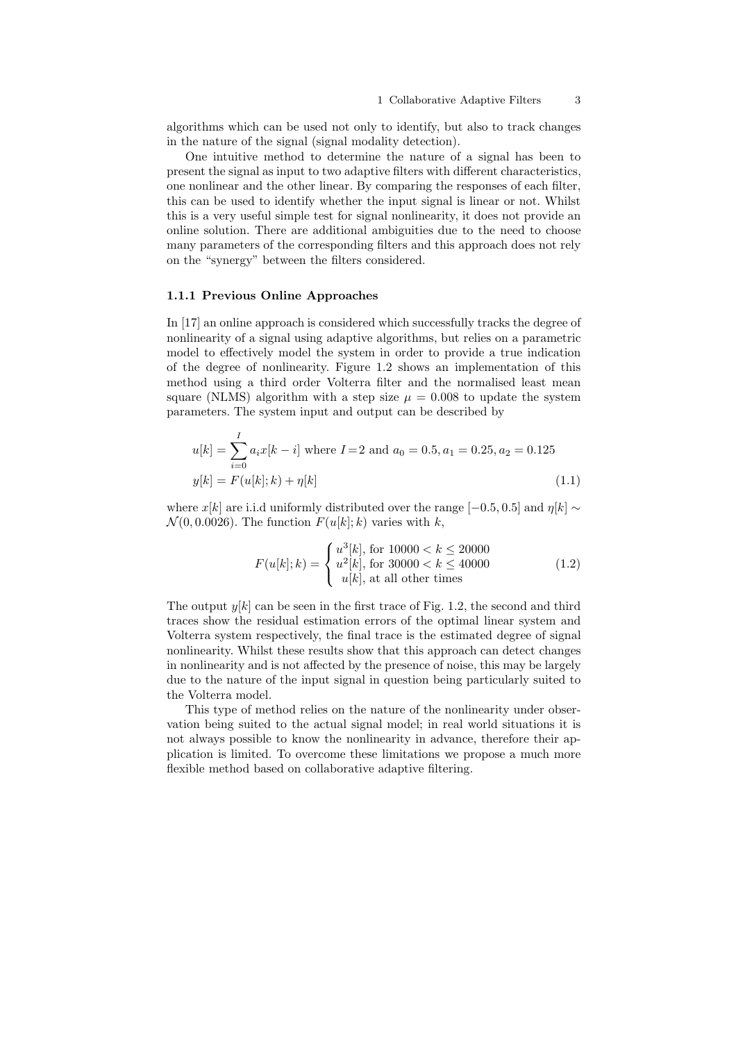algorithms which can be used not only to identify, but also to track changes in the nature of the signal (signal modality detection).

One intuitive method to determine the nature of a signal has been to present the signal as input to two adaptive filters with different characteristics, one nonlinear and the other linear. By comparing the responses of each filter, this can be used to identify whether the input signal is linear or not. Whilst this is a very useful simple test for signal nonlinearity, it does not provide an online solution. There are additional ambiguities due to the need to choose many parameters of the corresponding filters and this approach does not rely on the "synergy" between the filters considered.

### 1.1.1 Previous Online Approaches

In [17] an online approach is considered which successfully tracks the degree of nonlinearity of a signal using adaptive algorithms, but relies on a parametric model to effectively model the system in order to provide a true indication of the degree of nonlinearity. Figure 1.2 shows an implementation of this method using a third order Volterra filter and the normalised least mean square (NLMS) algorithm with a step size $\mu = 0.008$ to update the system parameters. The system input and output can be described by

$$
\begin{aligned}
u[k] &= \sum_{i=0}^{I} a_i x[k-i] \text{ where } I=2 \text{ and } a_0 = 0.5, a_1 = 0.25, a_2 = 0.125 \\
y[k] &= F(u[k];k) + \eta[k] \qquad (1.1)
\end{aligned}
$$

where $x[k]$ are i.i.d uniformly distributed over the range $[-0.5, 0.5]$ and $\eta[k] \sim \mathcal{N}(0, 0.0026)$. The function $F(u[k];k)$ varies with $k$,

$$
F(u[k];k) = \begin{cases} u^3[k], \text{ for } 10000 < k \leq 20000 \\ u^2[k], \text{ for } 30000 < k \leq 40000 \\ u[k], \text{ at all other times} \end{cases} \qquad (1.2)
$$

The output $y[k]$ can be seen in the first trace of Fig. 1.2, the second and third traces show the residual estimation errors of the optimal linear system and Volterra system respectively, the final trace is the estimated degree of signal nonlinearity. Whilst these results show that this approach can detect changes in nonlinearity and is not affected by the presence of noise, this may be largely due to the nature of the input signal in question being particularly suited to the Volterra model.

This type of method relies on the nature of the nonlinearity under observation being suited to the actual signal model; in real world situations it is not always possible to know the nonlinearity in advance, therefore their application is limited. To overcome these limitations we propose a much more flexible method based on collaborative adaptive filtering.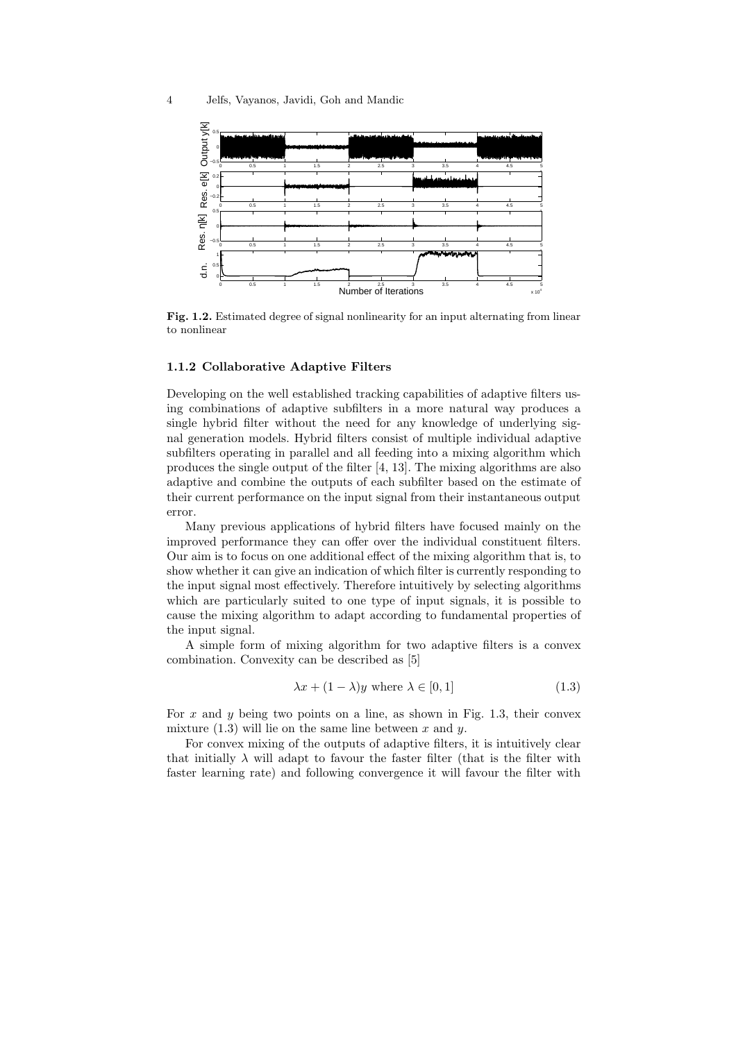**Fig. 1.2.** Estimated degree of signal nonlinearity for an input alternating from linear to nonlinear

### 1.1.2 Collaborative Adaptive Filters

Developing on the well established tracking capabilities of adaptive filters using combinations of adaptive subfilters in a more natural way produces a single hybrid filter without the need for any knowledge of underlying signal generation models. Hybrid filters consist of multiple individual adaptive subfilters operating in parallel and all feeding into a mixing algorithm which produces the single output of the filter [4, 13]. The mixing algorithms are also adaptive and combine the outputs of each subfilter based on the estimate of their current performance on the input signal from their instantaneous output error.

Many previous applications of hybrid filters have focused mainly on the improved performance they can offer over the individual constituent filters. Our aim is to focus on one additional effect of the mixing algorithm that is, to show whether it can give an indication of which filter is currently responding to the input signal most effectively. Therefore intuitively by selecting algorithms which are particularly suited to one type of input signals, it is possible to cause the mixing algorithm to adapt according to fundamental properties of the input signal.

A simple form of mixing algorithm for two adaptive filters is a convex combination. Convexity can be described as [5]

$$\lambda x + (1 - \lambda)y \text{ where } \lambda \in [0, 1] \tag{1.3}$$

For $x$ and $y$ being two points on a line, as shown in Fig. 1.3, their convex mixture (1.3) will lie on the same line between $x$ and $y$.

For convex mixing of the outputs of adaptive filters, it is intuitively clear that initially $\lambda$ will adapt to favour the faster filter (that is the filter with faster learning rate) and following convergence it will favour the filter with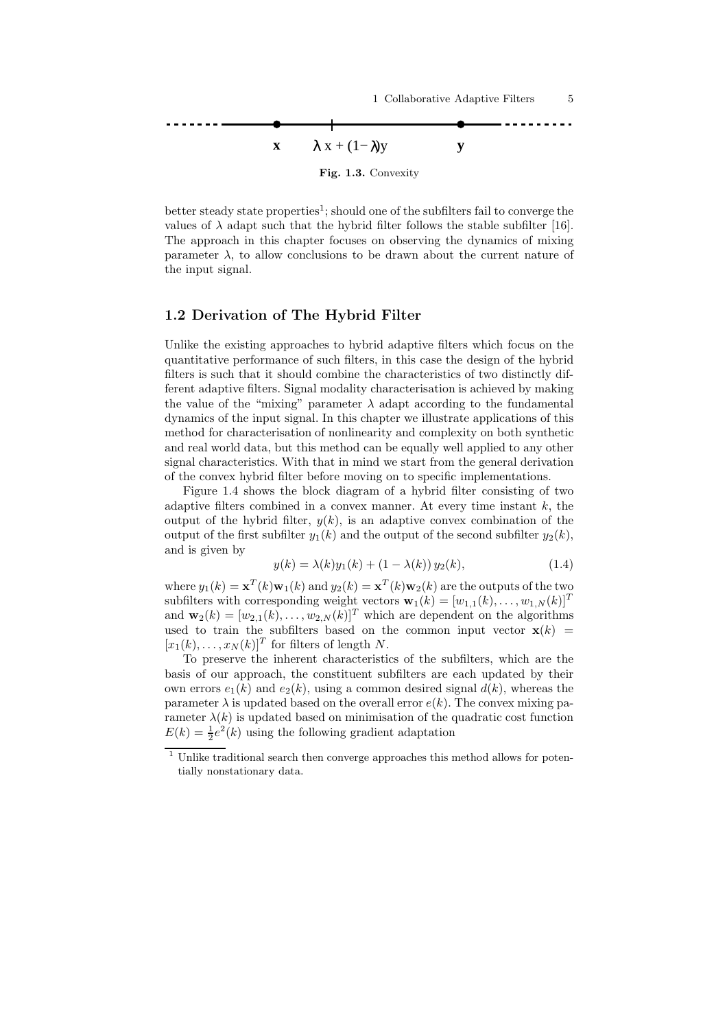Fig. 1.3. Convexity

better steady state properties[1]; should one of the subfilters fail to converge the values of $\lambda$ adapt such that the hybrid filter follows the stable subfilter [16]. The approach in this chapter focuses on observing the dynamics of mixing parameter $\lambda$, to allow conclusions to be drawn about the current nature of the input signal.

## 1.2 Derivation of The Hybrid Filter

Unlike the existing approaches to hybrid adaptive filters which focus on the quantitative performance of such filters, in this case the design of the hybrid filters is such that it should combine the characteristics of two distinctly different adaptive filters. Signal modality characterisation is achieved by making the value of the "mixing" parameter $\lambda$ adapt according to the fundamental dynamics of the input signal. In this chapter we illustrate applications of this method for characterisation of nonlinearity and complexity on both synthetic and real world data, but this method can be equally well applied to any other signal characteristics. With that in mind we start from the general derivation of the convex hybrid filter before moving on to specific implementations.

Figure 1.4 shows the block diagram of a hybrid filter consisting of two adaptive filters combined in a convex manner. At every time instant $k$, the output of the hybrid filter, $y(k)$, is an adaptive convex combination of the output of the first subfilter $y_1(k)$ and the output of the second subfilter $y_2(k)$, and is given by

$$y(k) = \lambda(k)y_1(k) + (1 - \lambda(k))\, y_2(k), \tag{1.4}$$

where $y_1(k) = \mathbf{x}^T(k)\mathbf{w}_1(k)$ and $y_2(k) = \mathbf{x}^T(k)\mathbf{w}_2(k)$ are the outputs of the two subfilters with corresponding weight vectors $\mathbf{w}_1(k) = [w_{1,1}(k), \ldots, w_{1,N}(k)]^T$ and $\mathbf{w}_2(k) = [w_{2,1}(k), \ldots, w_{2,N}(k)]^T$ which are dependent on the algorithms used to train the subfilters based on the common input vector $\mathbf{x}(k) = [x_1(k), \ldots, x_N(k)]^T$ for filters of length $N$.

To preserve the inherent characteristics of the subfilters, which are the basis of our approach, the constituent subfilters are each updated by their own errors $e_1(k)$ and $e_2(k)$, using a common desired signal $d(k)$, whereas the parameter $\lambda$ is updated based on the overall error $e(k)$. The convex mixing parameter $\lambda(k)$ is updated based on minimisation of the quadratic cost function $E(k) = \frac{1}{2}e^2(k)$ using the following gradient adaptation

[1] Unlike traditional search then converge approaches this method allows for potentially nonstationary data.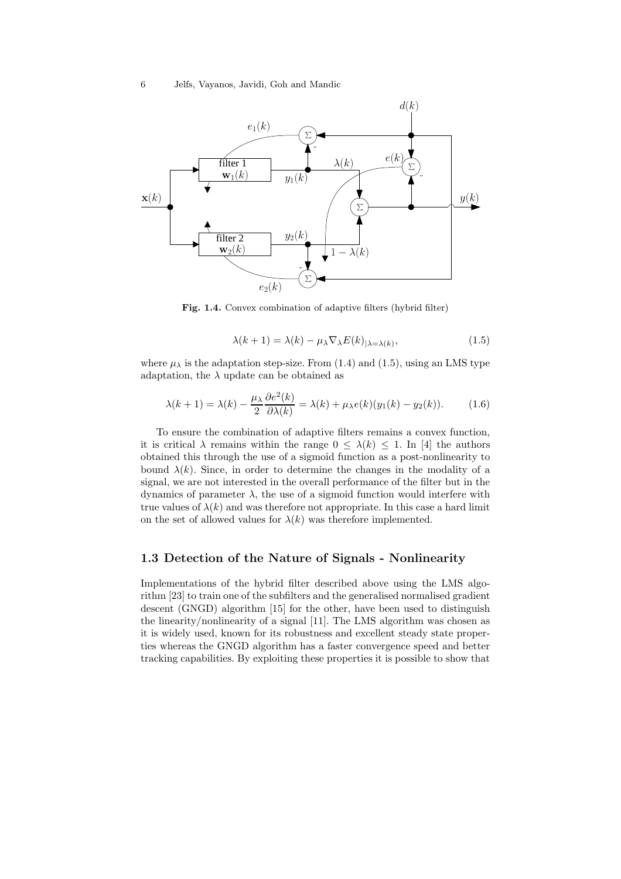**Fig. 1.4.** Convex combination of adaptive filters (hybrid filter)

$$\lambda(k+1) = \lambda(k) - \mu_\lambda \nabla_\lambda E(k)_{|\lambda=\lambda(k)}, \tag{1.5}$$

where $\mu_\lambda$ is the adaptation step-size. From (1.4) and (1.5), using an LMS type adaptation, the $\lambda$ update can be obtained as

$$\lambda(k+1) = \lambda(k) - \frac{\mu_\lambda}{2}\frac{\partial e^2(k)}{\partial \lambda(k)} = \lambda(k) + \mu_\lambda e(k)(y_1(k) - y_2(k)). \tag{1.6}$$

To ensure the combination of adaptive filters remains a convex function, it is critical $\lambda$ remains within the range $0 \leq \lambda(k) \leq 1$. In [4] the authors obtained this through the use of a sigmoid function as a post-nonlinearity to bound $\lambda(k)$. Since, in order to determine the changes in the modality of a signal, we are not interested in the overall performance of the filter but in the dynamics of parameter $\lambda$, the use of a sigmoid function would interfere with true values of $\lambda(k)$ and was therefore not appropriate. In this case a hard limit on the set of allowed values for $\lambda(k)$ was therefore implemented.

## 1.3 Detection of the Nature of Signals - Nonlinearity

Implementations of the hybrid filter described above using the LMS algorithm [23] to train one of the subfilters and the generalised normalised gradient descent (GNGD) algorithm [15] for the other, have been used to distinguish the linearity/nonlinearity of a signal [11]. The LMS algorithm was chosen as it is widely used, known for its robustness and excellent steady state properties whereas the GNGD algorithm has a faster convergence speed and better tracking capabilities. By exploiting these properties it is possible to show that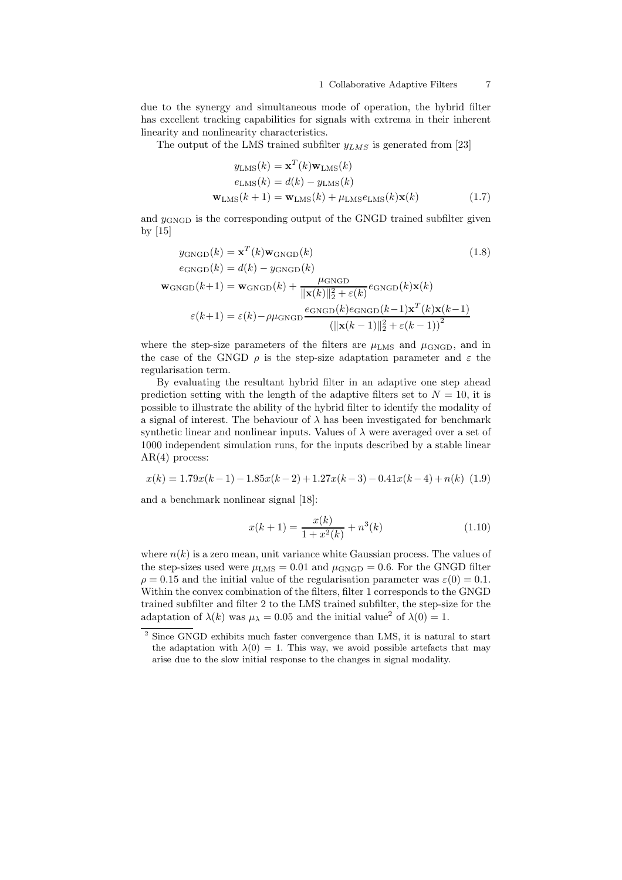due to the synergy and simultaneous mode of operation, the hybrid filter has excellent tracking capabilities for signals with extrema in their inherent linearity and nonlinearity characteristics.

The output of the LMS trained subfilter $y_{LMS}$ is generated from [23]

$$
\begin{aligned}
y_{\text{LMS}}(k) &= \mathbf{x}^T(k)\mathbf{w}_{\text{LMS}}(k) \\
e_{\text{LMS}}(k) &= d(k) - y_{\text{LMS}}(k) \\
\mathbf{w}_{\text{LMS}}(k+1) &= \mathbf{w}_{\text{LMS}}(k) + \mu_{\text{LMS}} e_{\text{LMS}}(k)\mathbf{x}(k)
\end{aligned}
\tag{1.7}
$$

and $y_{\text{GNGD}}$ is the corresponding output of the GNGD trained subfilter given by [15]

$$
\begin{aligned}
y_{\text{GNGD}}(k) &= \mathbf{x}^T(k)\mathbf{w}_{\text{GNGD}}(k) \\
e_{\text{GNGD}}(k) &= d(k) - y_{\text{GNGD}}(k) \\
\mathbf{w}_{\text{GNGD}}(k+1) &= \mathbf{w}_{\text{GNGD}}(k) + \frac{\mu_{\text{GNGD}}}{\|\mathbf{x}(k)\|_2^2 + \varepsilon(k)} e_{\text{GNGD}}(k)\mathbf{x}(k) \\
\varepsilon(k+1) &= \varepsilon(k) - \rho\mu_{\text{GNGD}} \frac{e_{\text{GNGD}}(k)e_{\text{GNGD}}(k-1)\mathbf{x}^T(k)\mathbf{x}(k-1)}{\left(\|\mathbf{x}(k-1)\|_2^2 + \varepsilon(k-1)\right)^2}
\end{aligned}
\tag{1.8}
$$

where the step-size parameters of the filters are $\mu_{\text{LMS}}$ and $\mu_{\text{GNGD}}$, and in the case of the GNGD $\rho$ is the step-size adaptation parameter and $\varepsilon$ the regularisation term.

By evaluating the resultant hybrid filter in an adaptive one step ahead prediction setting with the length of the adaptive filters set to $N = 10$, it is possible to illustrate the ability of the hybrid filter to identify the modality of a signal of interest. The behaviour of $\lambda$ has been investigated for benchmark synthetic linear and nonlinear inputs. Values of $\lambda$ were averaged over a set of 1000 independent simulation runs, for the inputs described by a stable linear AR(4) process:

$$
x(k) = 1.79x(k-1) - 1.85x(k-2) + 1.27x(k-3) - 0.41x(k-4) + n(k) \tag{1.9}
$$

and a benchmark nonlinear signal [18]:

$$
x(k+1) = \frac{x(k)}{1 + x^2(k)} + n^3(k) \tag{1.10}
$$

where $n(k)$ is a zero mean, unit variance white Gaussian process. The values of the step-sizes used were $\mu_{\text{LMS}} = 0.01$ and $\mu_{\text{GNGD}} = 0.6$. For the GNGD filter $\rho = 0.15$ and the initial value of the regularisation parameter was $\varepsilon(0) = 0.1$. Within the convex combination of the filters, filter 1 corresponds to the GNGD trained subfilter and filter 2 to the LMS trained subfilter, the step-size for the adaptation of $\lambda(k)$ was $\mu_\lambda = 0.05$ and the initial value[2] of $\lambda(0) = 1$.

[2] Since GNGD exhibits much faster convergence than LMS, it is natural to start the adaptation with $\lambda(0) = 1$. This way, we avoid possible artefacts that may arise due to the slow initial response to the changes in signal modality.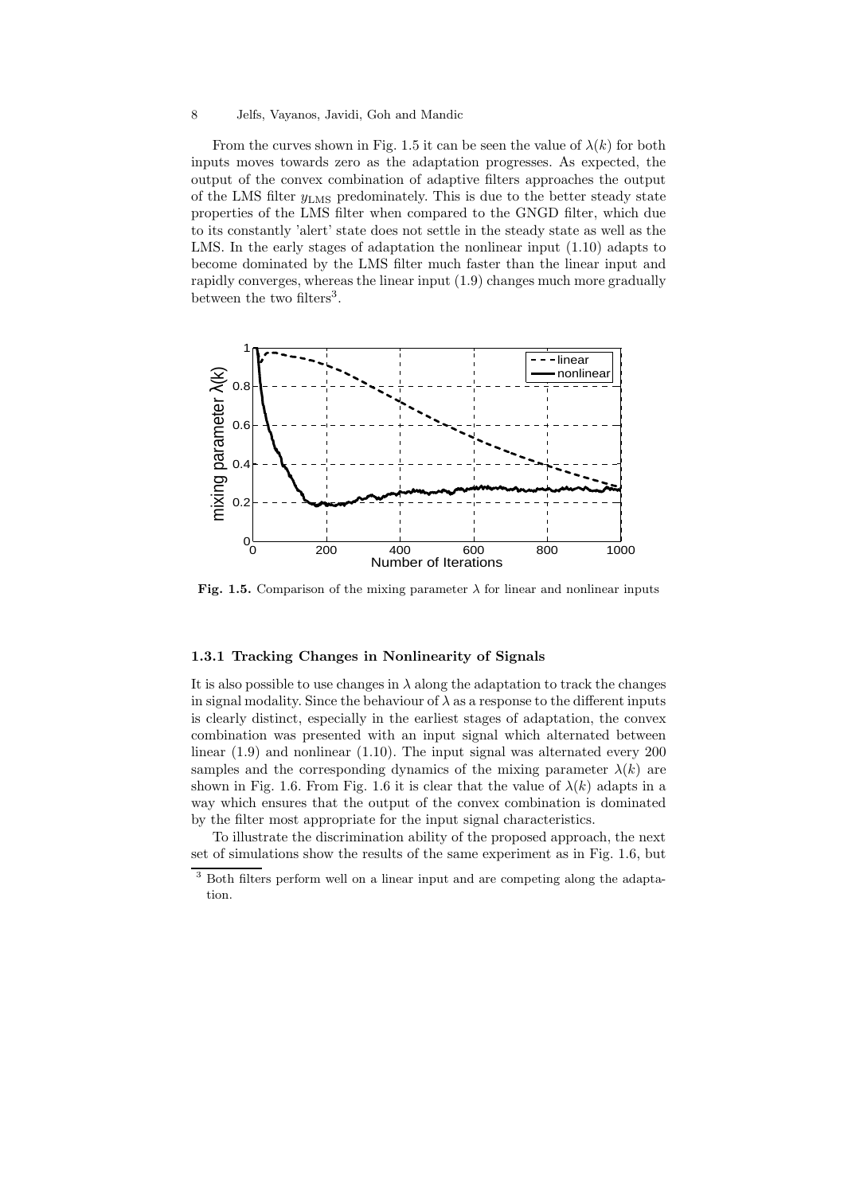From the curves shown in Fig. 1.5 it can be seen the value of $\lambda(k)$ for both inputs moves towards zero as the adaptation progresses. As expected, the output of the convex combination of adaptive filters approaches the output of the LMS filter $y_{\mathrm{LMS}}$ predominately. This is due to the better steady state properties of the LMS filter when compared to the GNGD filter, which due to its constantly 'alert' state does not settle in the steady state as well as the LMS. In the early stages of adaptation the nonlinear input (1.10) adapts to become dominated by the LMS filter much faster than the linear input and rapidly converges, whereas the linear input (1.9) changes much more gradually between the two filters[3].

**Fig. 1.5.** Comparison of the mixing parameter $\lambda$ for linear and nonlinear inputs

### 1.3.1 Tracking Changes in Nonlinearity of Signals

It is also possible to use changes in $\lambda$ along the adaptation to track the changes in signal modality. Since the behaviour of $\lambda$ as a response to the different inputs is clearly distinct, especially in the earliest stages of adaptation, the convex combination was presented with an input signal which alternated between linear (1.9) and nonlinear (1.10). The input signal was alternated every 200 samples and the corresponding dynamics of the mixing parameter $\lambda(k)$ are shown in Fig. 1.6. From Fig. 1.6 it is clear that the value of $\lambda(k)$ adapts in a way which ensures that the output of the convex combination is dominated by the filter most appropriate for the input signal characteristics.

To illustrate the discrimination ability of the proposed approach, the next set of simulations show the results of the same experiment as in Fig. 1.6, but

[3] Both filters perform well on a linear input and are competing along the adaptation.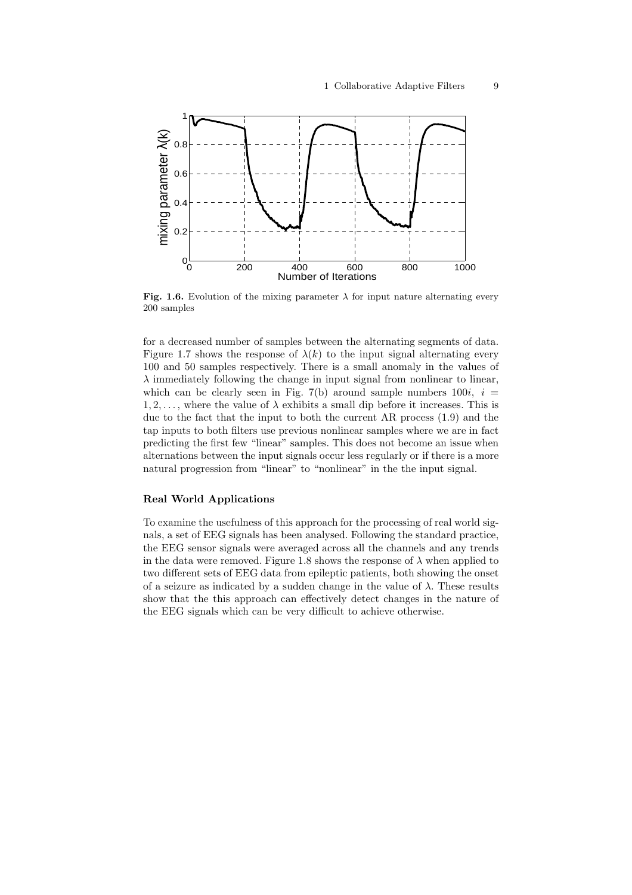**Fig. 1.6.** Evolution of the mixing parameter $\lambda$ for input nature alternating every 200 samples

for a decreased number of samples between the alternating segments of data. Figure 1.7 shows the response of $\lambda(k)$ to the input signal alternating every 100 and 50 samples respectively. There is a small anomaly in the values of $\lambda$ immediately following the change in input signal from nonlinear to linear, which can be clearly seen in Fig. 7(b) around sample numbers $100i,\ i = 1, 2, \dots,$ where the value of $\lambda$ exhibits a small dip before it increases. This is due to the fact that the input to both the current AR process (1.9) and the tap inputs to both filters use previous nonlinear samples where we are in fact predicting the first few "linear" samples. This does not become an issue when alternations between the input signals occur less regularly or if there is a more natural progression from "linear" to "nonlinear" in the the input signal.

### Real World Applications

To examine the usefulness of this approach for the processing of real world signals, a set of EEG signals has been analysed. Following the standard practice, the EEG sensor signals were averaged across all the channels and any trends in the data were removed. Figure 1.8 shows the response of $\lambda$ when applied to two different sets of EEG data from epileptic patients, both showing the onset of a seizure as indicated by a sudden change in the value of $\lambda$. These results show that the this approach can effectively detect changes in the nature of the EEG signals which can be very difficult to achieve otherwise.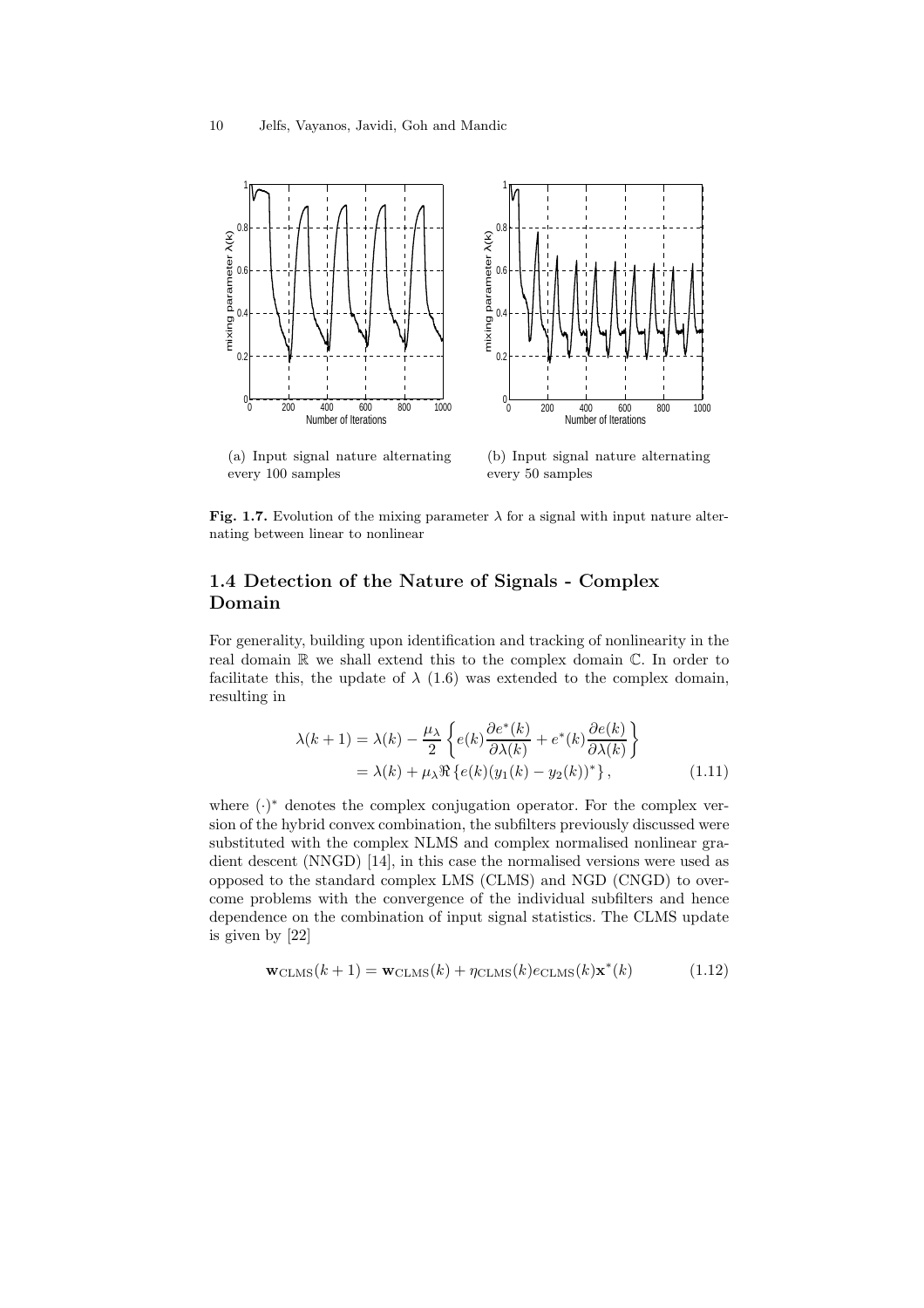(a) Input signal nature alternating every 100 samples

(b) Input signal nature alternating every 50 samples

**Fig. 1.7.** Evolution of the mixing parameter $\lambda$ for a signal with input nature alternating between linear to nonlinear

## 1.4 Detection of the Nature of Signals - Complex Domain

For generality, building upon identification and tracking of nonlinearity in the real domain $\mathbb{R}$ we shall extend this to the complex domain $\mathbb{C}$. In order to facilitate this, the update of $\lambda$ (1.6) was extended to the complex domain, resulting in

$$\begin{aligned}
\lambda(k+1) &= \lambda(k) - \frac{\mu_\lambda}{2}\left\{ e(k)\frac{\partial e^*(k)}{\partial \lambda(k)} + e^*(k)\frac{\partial e(k)}{\partial \lambda(k)} \right\} \\
&= \lambda(k) + \mu_\lambda \Re\left\{ e(k)(y_1(k) - y_2(k))^* \right\},
\end{aligned} \tag{1.11}$$

where $(\cdot)^*$ denotes the complex conjugation operator. For the complex version of the hybrid convex combination, the subfilters previously discussed were substituted with the complex NLMS and complex normalised nonlinear gradient descent (NNGD) [14], in this case the normalised versions were used as opposed to the standard complex LMS (CLMS) and NGD (CNGD) to overcome problems with the convergence of the individual subfilters and hence dependence on the combination of input signal statistics. The CLMS update is given by [22]

$$\mathbf{w}_{\text{CLMS}}(k+1) = \mathbf{w}_{\text{CLMS}}(k) + \eta_{\text{CLMS}}(k) e_{\text{CLMS}}(k)\mathbf{x}^*(k) \tag{1.12}$$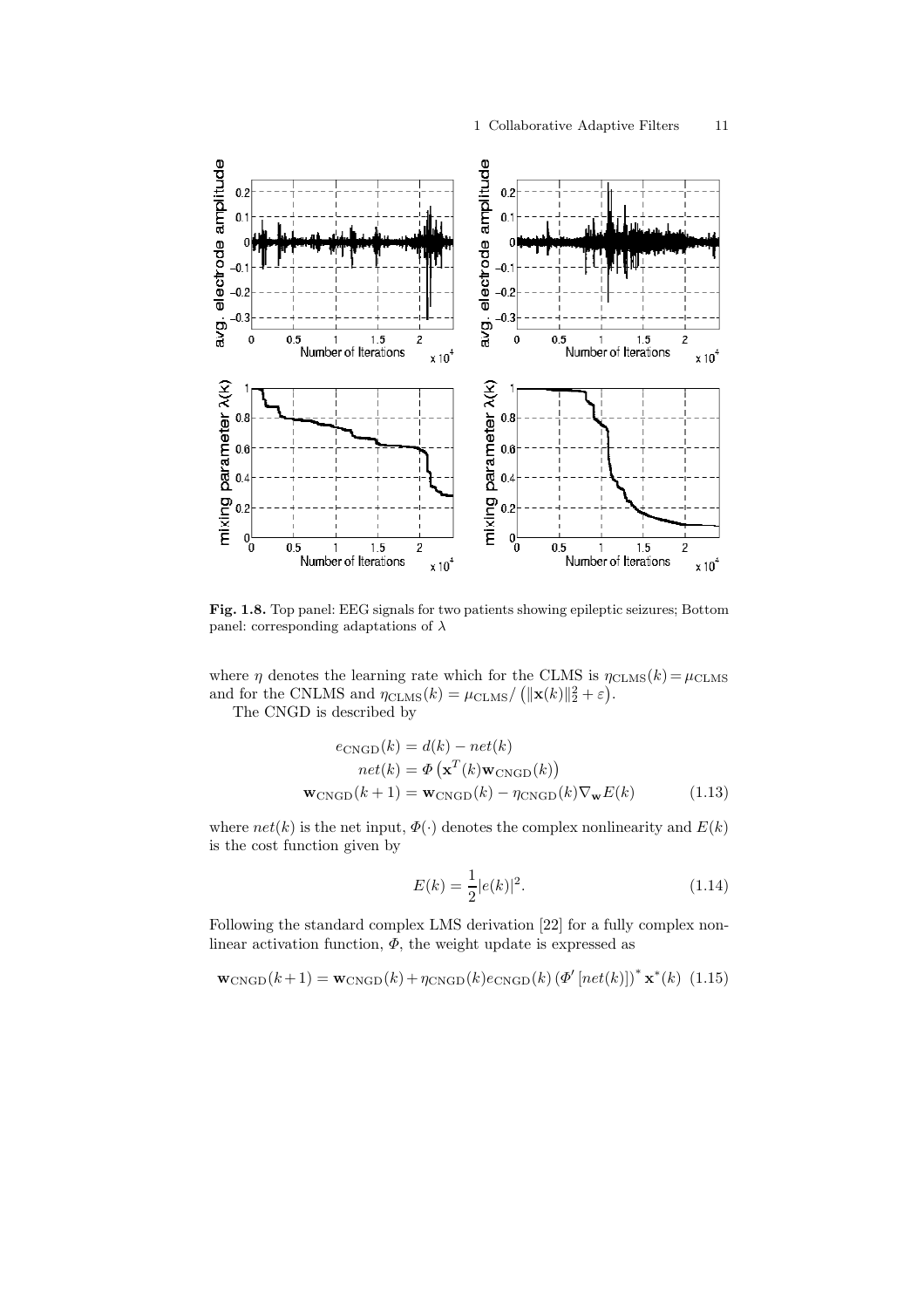**Fig. 1.8.** Top panel: EEG signals for two patients showing epileptic seizures; Bottom panel: corresponding adaptations of $\lambda$

where $\eta$ denotes the learning rate which for the CLMS is $\eta_{\text{CLMS}}(k) = \mu_{\text{CLMS}}$ and for the CNLMS and $\eta_{\text{CLMS}}(k) = \mu_{\text{CLMS}} / \left(\|\mathbf{x}(k)\|_2^2 + \varepsilon\right)$.

The CNGD is described by

$$
\begin{aligned}
e_{\text{CNGD}}(k) &= d(k) - net(k) \\
net(k) &= \Phi\left(\mathbf{x}^T(k)\mathbf{w}_{\text{CNGD}}(k)\right) \\
\mathbf{w}_{\text{CNGD}}(k+1) &= \mathbf{w}_{\text{CNGD}}(k) - \eta_{\text{CNGD}}(k)\nabla_{\mathbf{w}} E(k)
\end{aligned} \tag{1.13}
$$

where $net(k)$ is the net input, $\Phi(\cdot)$ denotes the complex nonlinearity and $E(k)$ is the cost function given by

$$
E(k) = \frac{1}{2}|e(k)|^2. \tag{1.14}
$$

Following the standard complex LMS derivation [22] for a fully complex nonlinear activation function, $\Phi$, the weight update is expressed as

$$
\mathbf{w}_{\text{CNGD}}(k+1) = \mathbf{w}_{\text{CNGD}}(k) + \eta_{\text{CNGD}}(k) e_{\text{CNGD}}(k) \left(\Phi'\left[net(k)\right]\right)^* \mathbf{x}^*(k) \tag{1.15}
$$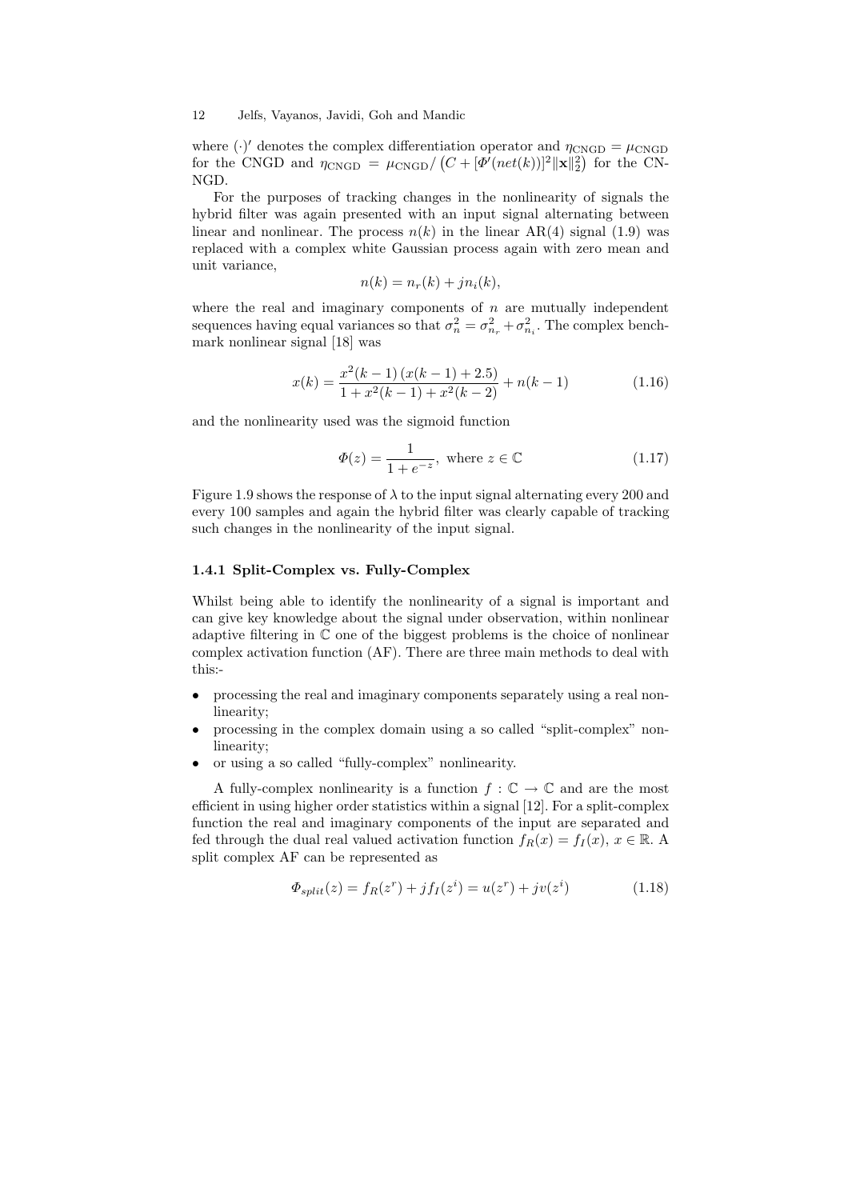where $(\cdot)'$ denotes the complex differentiation operator and $\eta_{\text{CNGD}} = \mu_{\text{CNGD}}$ for the CNGD and $\eta_{\text{CNGD}} = \mu_{\text{CNGD}} / \left(C + [\Phi'(net(k))]^2 \|\mathbf{x}\|_2^2\right)$ for the CN-NGD.

For the purposes of tracking changes in the nonlinearity of signals the hybrid filter was again presented with an input signal alternating between linear and nonlinear. The process $n(k)$ in the linear AR(4) signal (1.9) was replaced with a complex white Gaussian process again with zero mean and unit variance,

$$n(k) = n_r(k) + jn_i(k),$$

where the real and imaginary components of $n$ are mutually independent sequences having equal variances so that $\sigma_n^2 = \sigma_{n_r}^2 + \sigma_{n_i}^2$. The complex benchmark nonlinear signal [18] was

$$x(k) = \frac{x^2(k-1)\left(x(k-1) + 2.5\right)}{1 + x^2(k-1) + x^2(k-2)} + n(k-1) \tag{1.16}$$

and the nonlinearity used was the sigmoid function

$$\Phi(z) = \frac{1}{1 + e^{-z}}, \text{ where } z \in \mathbb{C} \tag{1.17}$$

Figure 1.9 shows the response of $\lambda$ to the input signal alternating every 200 and every 100 samples and again the hybrid filter was clearly capable of tracking such changes in the nonlinearity of the input signal.

### 1.4.1 Split-Complex vs. Fully-Complex

Whilst being able to identify the nonlinearity of a signal is important and can give key knowledge about the signal under observation, within nonlinear adaptive filtering in $\mathbb{C}$ one of the biggest problems is the choice of nonlinear complex activation function (AF). There are three main methods to deal with this:-

- processing the real and imaginary components separately using a real nonlinearity;
- processing in the complex domain using a so called "split-complex" nonlinearity;
- or using a so called "fully-complex" nonlinearity.

A fully-complex nonlinearity is a function $f : \mathbb{C} \to \mathbb{C}$ and are the most efficient in using higher order statistics within a signal [12]. For a split-complex function the real and imaginary components of the input are separated and fed through the dual real valued activation function $f_R(x) = f_I(x)$, $x \in \mathbb{R}$. A split complex AF can be represented as

$$\Phi_{split}(z) = f_R(z^r) + jf_I(z^i) = u(z^r) + jv(z^i) \tag{1.18}$$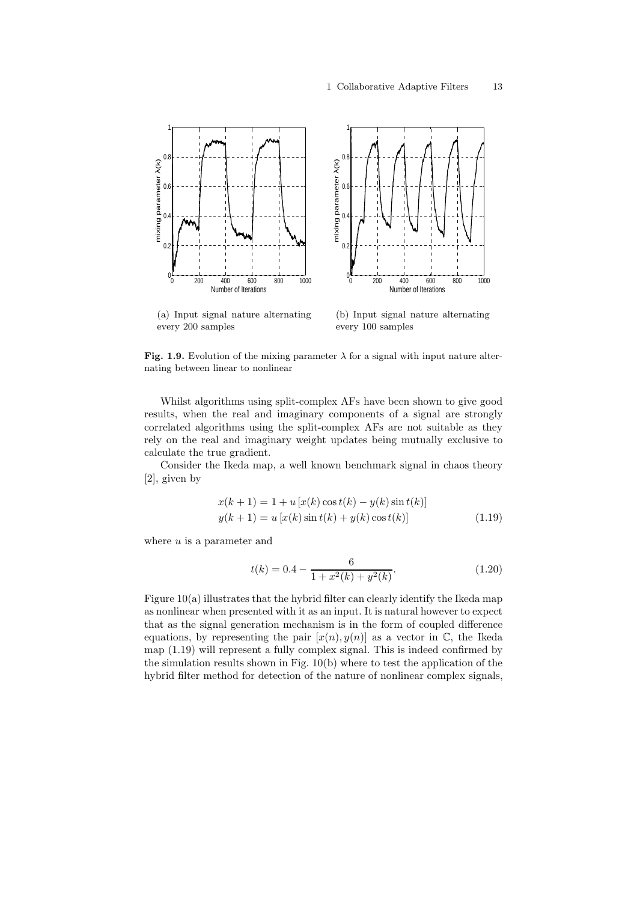(a) Input signal nature alternating every 200 samples

(b) Input signal nature alternating every 100 samples

**Fig. 1.9.** Evolution of the mixing parameter $\lambda$ for a signal with input nature alternating between linear to nonlinear

Whilst algorithms using split-complex AFs have been shown to give good results, when the real and imaginary components of a signal are strongly correlated algorithms using the split-complex AFs are not suitable as they rely on the real and imaginary weight updates being mutually exclusive to calculate the true gradient.

Consider the Ikeda map, a well known benchmark signal in chaos theory [2], given by

$$
\begin{aligned}
x(k+1) &= 1 + u\left[x(k)\cos t(k) - y(k)\sin t(k)\right] \\
y(k+1) &= u\left[x(k)\sin t(k) + y(k)\cos t(k)\right]
\end{aligned}
\tag{1.19}
$$

where $u$ is a parameter and

$$
t(k) = 0.4 - \frac{6}{1 + x^2(k) + y^2(k)}. \tag{1.20}
$$

Figure 10(a) illustrates that the hybrid filter can clearly identify the Ikeda map as nonlinear when presented with it as an input. It is natural however to expect that as the signal generation mechanism is in the form of coupled difference equations, by representing the pair $[x(n), y(n)]$ as a vector in $\mathbb{C}$, the Ikeda map (1.19) will represent a fully complex signal. This is indeed confirmed by the simulation results shown in Fig. 10(b) where to test the application of the hybrid filter method for detection of the nature of nonlinear complex signals,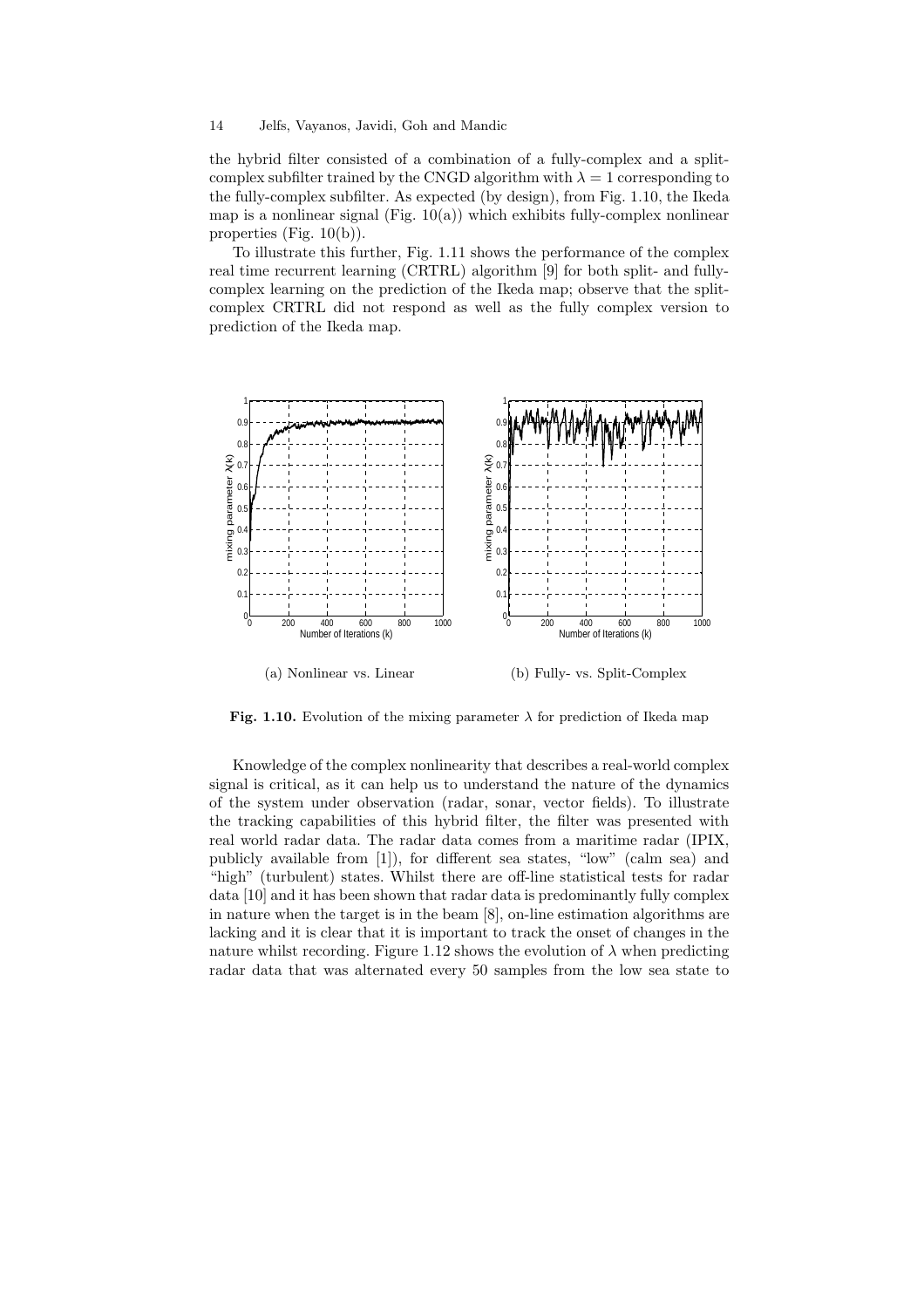the hybrid filter consisted of a combination of a fully-complex and a split-complex subfilter trained by the CNGD algorithm with $\lambda = 1$ corresponding to the fully-complex subfilter. As expected (by design), from Fig. 1.10, the Ikeda map is a nonlinear signal (Fig. 10(a)) which exhibits fully-complex nonlinear properties (Fig. 10(b)).

To illustrate this further, Fig. 1.11 shows the performance of the complex real time recurrent learning (CRTRL) algorithm [9] for both split- and fully-complex learning on the prediction of the Ikeda map; observe that the split-complex CRTRL did not respond as well as the fully complex version to prediction of the Ikeda map.

(a) Nonlinear vs. Linear

(b) Fully- vs. Split-Complex

**Fig. 1.10.** Evolution of the mixing parameter $\lambda$ for prediction of Ikeda map

Knowledge of the complex nonlinearity that describes a real-world complex signal is critical, as it can help us to understand the nature of the dynamics of the system under observation (radar, sonar, vector fields). To illustrate the tracking capabilities of this hybrid filter, the filter was presented with real world radar data. The radar data comes from a maritime radar (IPIX, publicly available from [1]), for different sea states, "low" (calm sea) and "high" (turbulent) states. Whilst there are off-line statistical tests for radar data [10] and it has been shown that radar data is predominantly fully complex in nature when the target is in the beam [8], on-line estimation algorithms are lacking and it is clear that it is important to track the onset of changes in the nature whilst recording. Figure 1.12 shows the evolution of $\lambda$ when predicting radar data that was alternated every 50 samples from the low sea state to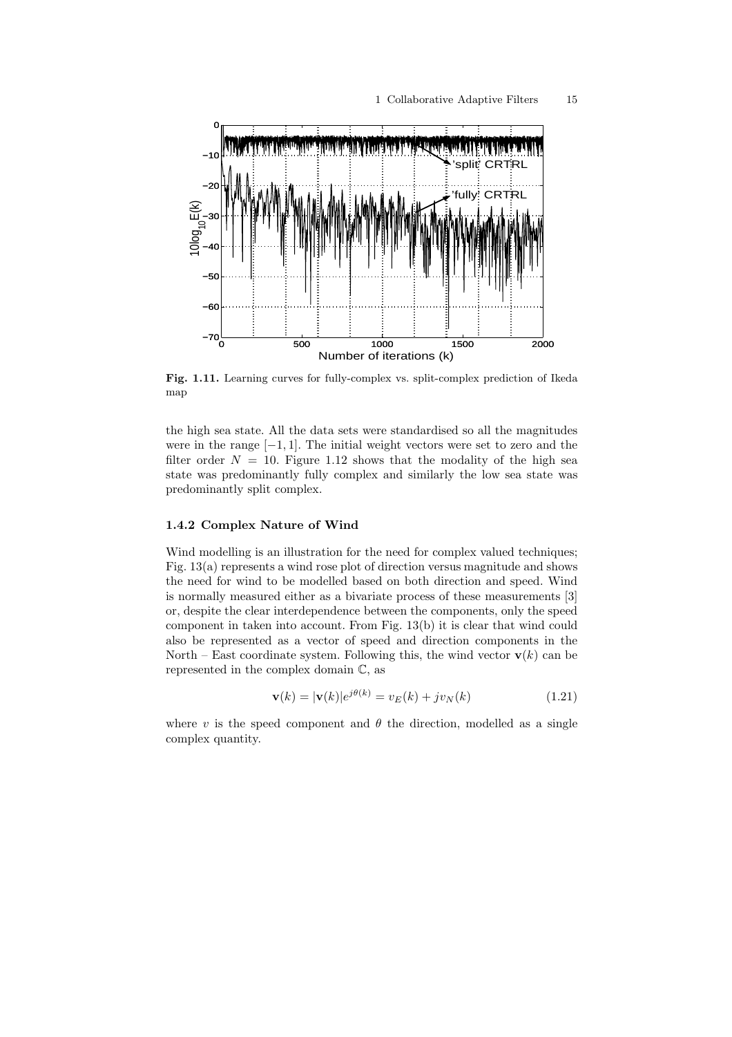Fig. 1.11. Learning curves for fully-complex vs. split-complex prediction of Ikeda map

the high sea state. All the data sets were standardised so all the magnitudes were in the range $[-1, 1]$. The initial weight vectors were set to zero and the filter order $N = 10$. Figure 1.12 shows that the modality of the high sea state was predominantly fully complex and similarly the low sea state was predominantly split complex.

### 1.4.2 Complex Nature of Wind

Wind modelling is an illustration for the need for complex valued techniques; Fig. 13(a) represents a wind rose plot of direction versus magnitude and shows the need for wind to be modelled based on both direction and speed. Wind is normally measured either as a bivariate process of these measurements [3] or, despite the clear interdependence between the components, only the speed component in taken into account. From Fig. 13(b) it is clear that wind could also be represented as a vector of speed and direction components in the North – East coordinate system. Following this, the wind vector $\mathbf{v}(k)$ can be represented in the complex domain $\mathbb{C}$, as

$$\mathbf{v}(k) = |\mathbf{v}(k)|e^{j\theta(k)} = v_E(k) + jv_N(k) \tag{1.21}$$

where $v$ is the speed component and $\theta$ the direction, modelled as a single complex quantity.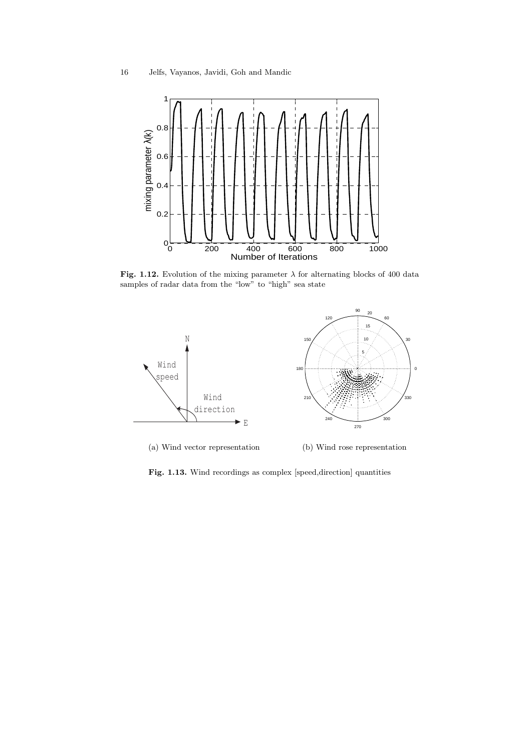**Fig. 1.12.** Evolution of the mixing parameter $\lambda$ for alternating blocks of 400 data samples of radar data from the "low" to "high" sea state

(a) Wind vector representation

(b) Wind rose representation

**Fig. 1.13.** Wind recordings as complex [speed,direction] quantities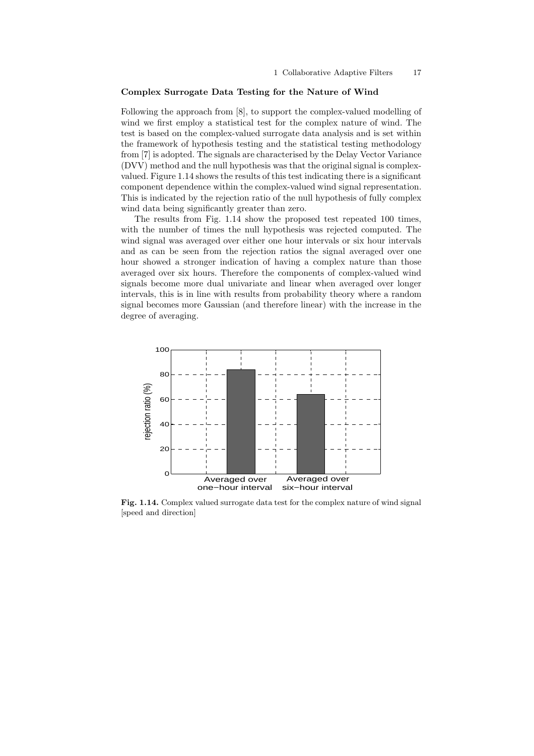**Complex Surrogate Data Testing for the Nature of Wind**

Following the approach from [8], to support the complex-valued modelling of wind we first employ a statistical test for the complex nature of wind. The test is based on the complex-valued surrogate data analysis and is set within the framework of hypothesis testing and the statistical testing methodology from [7] is adopted. The signals are characterised by the Delay Vector Variance (DVV) method and the null hypothesis was that the original signal is complex-valued. Figure 1.14 shows the results of this test indicating there is a significant component dependence within the complex-valued wind signal representation. This is indicated by the rejection ratio of the null hypothesis of fully complex wind data being significantly greater than zero.

The results from Fig. 1.14 show the proposed test repeated 100 times, with the number of times the null hypothesis was rejected computed. The wind signal was averaged over either one hour intervals or six hour intervals and as can be seen from the rejection ratios the signal averaged over one hour showed a stronger indication of having a complex nature than those averaged over six hours. Therefore the components of complex-valued wind signals become more dual univariate and linear when averaged over longer intervals, this is in line with results from probability theory where a random signal becomes more Gaussian (and therefore linear) with the increase in the degree of averaging.

**Fig. 1.14.** Complex valued surrogate data test for the complex nature of wind signal [speed and direction]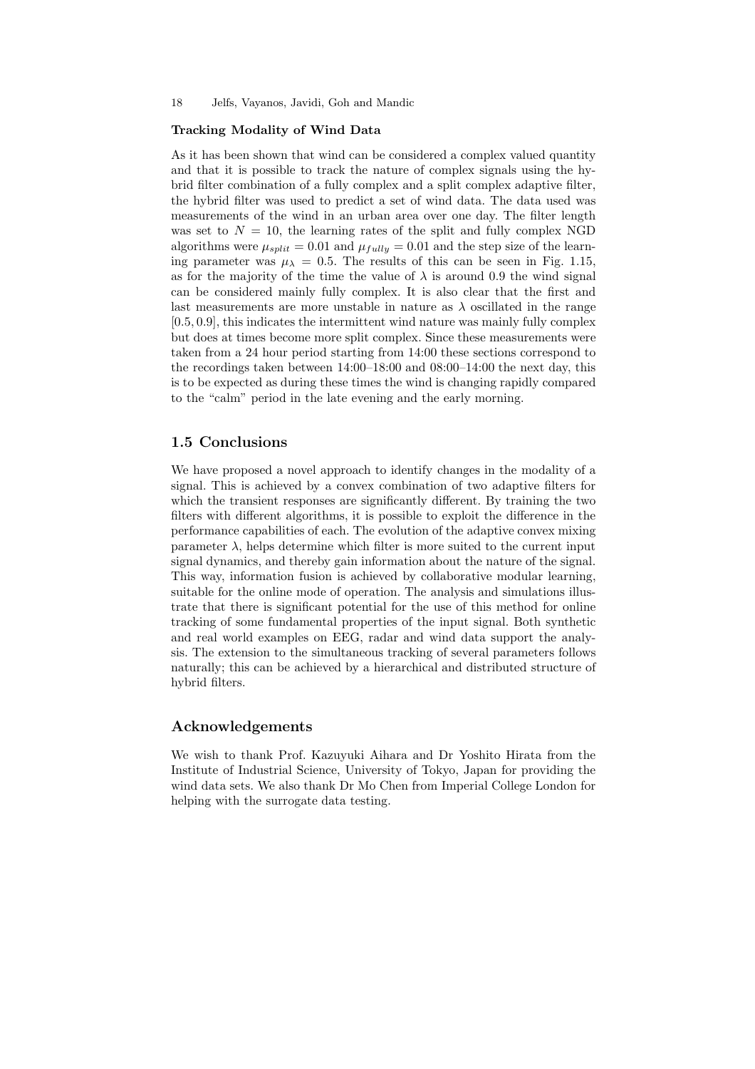**Tracking Modality of Wind Data**

As it has been shown that wind can be considered a complex valued quantity and that it is possible to track the nature of complex signals using the hybrid filter combination of a fully complex and a split complex adaptive filter, the hybrid filter was used to predict a set of wind data. The data used was measurements of the wind in an urban area over one day. The filter length was set to $N = 10$, the learning rates of the split and fully complex NGD algorithms were $\mu_{split} = 0.01$ and $\mu_{fully} = 0.01$ and the step size of the learning parameter was $\mu_{\lambda} = 0.5$. The results of this can be seen in Fig. 1.15, as for the majority of the time the value of $\lambda$ is around 0.9 the wind signal can be considered mainly fully complex. It is also clear that the first and last measurements are more unstable in nature as $\lambda$ oscillated in the range $[0.5, 0.9]$, this indicates the intermittent wind nature was mainly fully complex but does at times become more split complex. Since these measurements were taken from a 24 hour period starting from 14:00 these sections correspond to the recordings taken between 14:00–18:00 and 08:00–14:00 the next day, this is to be expected as during these times the wind is changing rapidly compared to the "calm" period in the late evening and the early morning.

## 1.5 Conclusions

We have proposed a novel approach to identify changes in the modality of a signal. This is achieved by a convex combination of two adaptive filters for which the transient responses are significantly different. By training the two filters with different algorithms, it is possible to exploit the difference in the performance capabilities of each. The evolution of the adaptive convex mixing parameter $\lambda$, helps determine which filter is more suited to the current input signal dynamics, and thereby gain information about the nature of the signal. This way, information fusion is achieved by collaborative modular learning, suitable for the online mode of operation. The analysis and simulations illustrate that there is significant potential for the use of this method for online tracking of some fundamental properties of the input signal. Both synthetic and real world examples on EEG, radar and wind data support the analysis. The extension to the simultaneous tracking of several parameters follows naturally; this can be achieved by a hierarchical and distributed structure of hybrid filters.

## Acknowledgements

We wish to thank Prof. Kazuyuki Aihara and Dr Yoshito Hirata from the Institute of Industrial Science, University of Tokyo, Japan for providing the wind data sets. We also thank Dr Mo Chen from Imperial College London for helping with the surrogate data testing.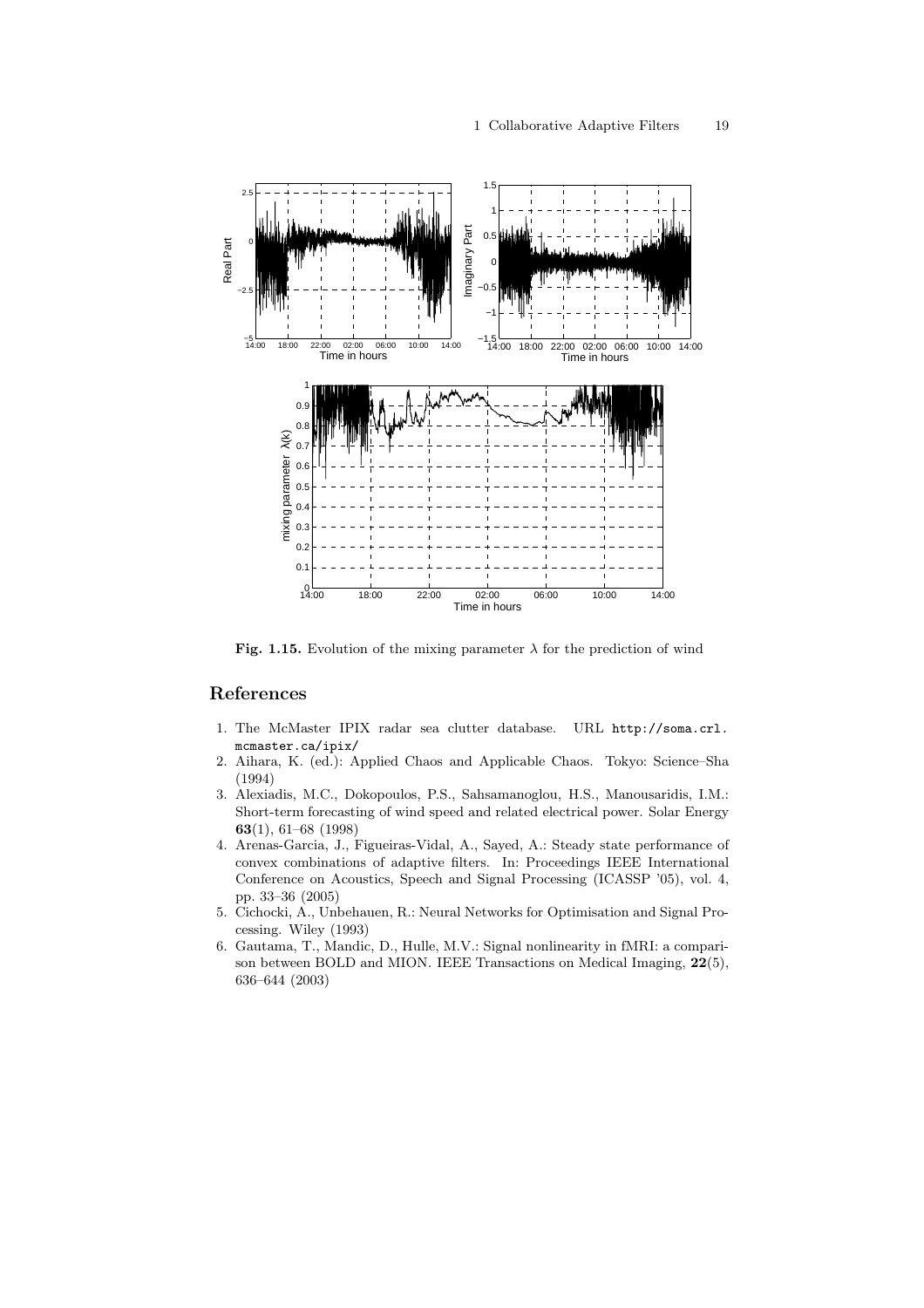**Fig. 1.15.** Evolution of the mixing parameter $\lambda$ for the prediction of wind

## References

1. The McMaster IPIX radar sea clutter database. URL http://soma.crl.mcmaster.ca/ipix/
2. Aihara, K. (ed.): Applied Chaos and Applicable Chaos. Tokyo: Science–Sha (1994)
3. Alexiadis, M.C., Dokopoulos, P.S., Sahsamanoglou, H.S., Manousaridis, I.M.: Short-term forecasting of wind speed and related electrical power. Solar Energy **63**(1), 61–68 (1998)
4. Arenas-Garcia, J., Figueiras-Vidal, A., Sayed, A.: Steady state performance of convex combinations of adaptive filters. In: Proceedings IEEE International Conference on Acoustics, Speech and Signal Processing (ICASSP '05), vol. 4, pp. 33–36 (2005)
5. Cichocki, A., Unbehauen, R.: Neural Networks for Optimisation and Signal Processing. Wiley (1993)
6. Gautama, T., Mandic, D., Hulle, M.V.: Signal nonlinearity in fMRI: a comparison between BOLD and MION. IEEE Transactions on Medical Imaging, **22**(5), 636–644 (2003)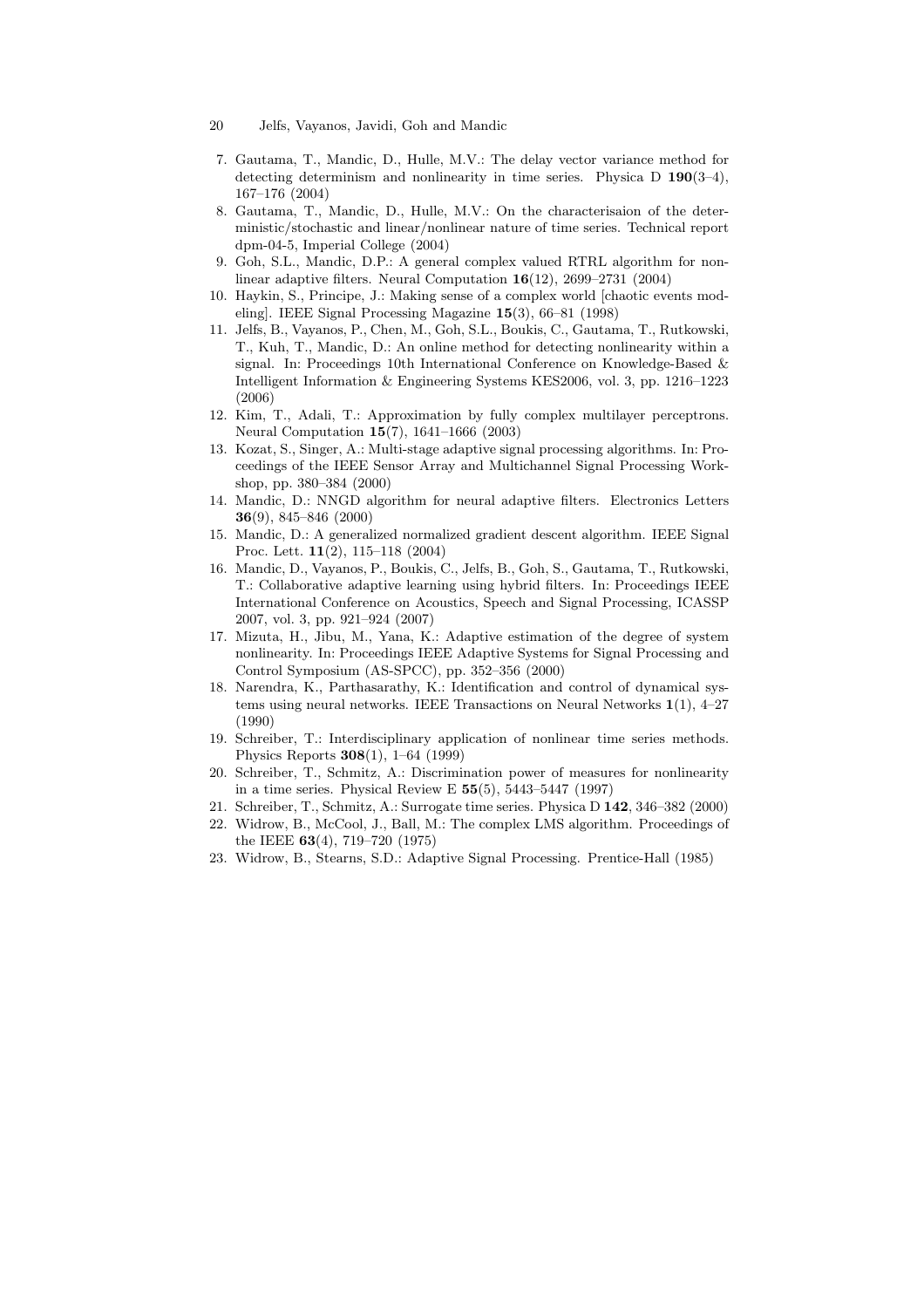7. Gautama, T., Mandic, D., Hulle, M.V.: The delay vector variance method for detecting determinism and nonlinearity in time series. Physica D **190**(3–4), 167–176 (2004)
8. Gautama, T., Mandic, D., Hulle, M.V.: On the characterisaion of the deterministic/stochastic and linear/nonlinear nature of time series. Technical report dpm-04-5, Imperial College (2004)
9. Goh, S.L., Mandic, D.P.: A general complex valued RTRL algorithm for nonlinear adaptive filters. Neural Computation **16**(12), 2699–2731 (2004)
10. Haykin, S., Principe, J.: Making sense of a complex world [chaotic events modeling]. IEEE Signal Processing Magazine **15**(3), 66–81 (1998)
11. Jelfs, B., Vayanos, P., Chen, M., Goh, S.L., Boukis, C., Gautama, T., Rutkowski, T., Kuh, T., Mandic, D.: An online method for detecting nonlinearity within a signal. In: Proceedings 10th International Conference on Knowledge-Based & Intelligent Information & Engineering Systems KES2006, vol. 3, pp. 1216–1223 (2006)
12. Kim, T., Adali, T.: Approximation by fully complex multilayer perceptrons. Neural Computation **15**(7), 1641–1666 (2003)
13. Kozat, S., Singer, A.: Multi-stage adaptive signal processing algorithms. In: Proceedings of the IEEE Sensor Array and Multichannel Signal Processing Workshop, pp. 380–384 (2000)
14. Mandic, D.: NNGD algorithm for neural adaptive filters. Electronics Letters **36**(9), 845–846 (2000)
15. Mandic, D.: A generalized normalized gradient descent algorithm. IEEE Signal Proc. Lett. **11**(2), 115–118 (2004)
16. Mandic, D., Vayanos, P., Boukis, C., Jelfs, B., Goh, S., Gautama, T., Rutkowski, T.: Collaborative adaptive learning using hybrid filters. In: Proceedings IEEE International Conference on Acoustics, Speech and Signal Processing, ICASSP 2007, vol. 3, pp. 921–924 (2007)
17. Mizuta, H., Jibu, M., Yana, K.: Adaptive estimation of the degree of system nonlinearity. In: Proceedings IEEE Adaptive Systems for Signal Processing and Control Symposium (AS-SPCC), pp. 352–356 (2000)
18. Narendra, K., Parthasarathy, K.: Identification and control of dynamical systems using neural networks. IEEE Transactions on Neural Networks **1**(1), 4–27 (1990)
19. Schreiber, T.: Interdisciplinary application of nonlinear time series methods. Physics Reports **308**(1), 1–64 (1999)
20. Schreiber, T., Schmitz, A.: Discrimination power of measures for nonlinearity in a time series. Physical Review E **55**(5), 5443–5447 (1997)
21. Schreiber, T., Schmitz, A.: Surrogate time series. Physica D **142**, 346–382 (2000)
22. Widrow, B., McCool, J., Ball, M.: The complex LMS algorithm. Proceedings of the IEEE **63**(4), 719–720 (1975)
23. Widrow, B., Stearns, S.D.: Adaptive Signal Processing. Prentice-Hall (1985)